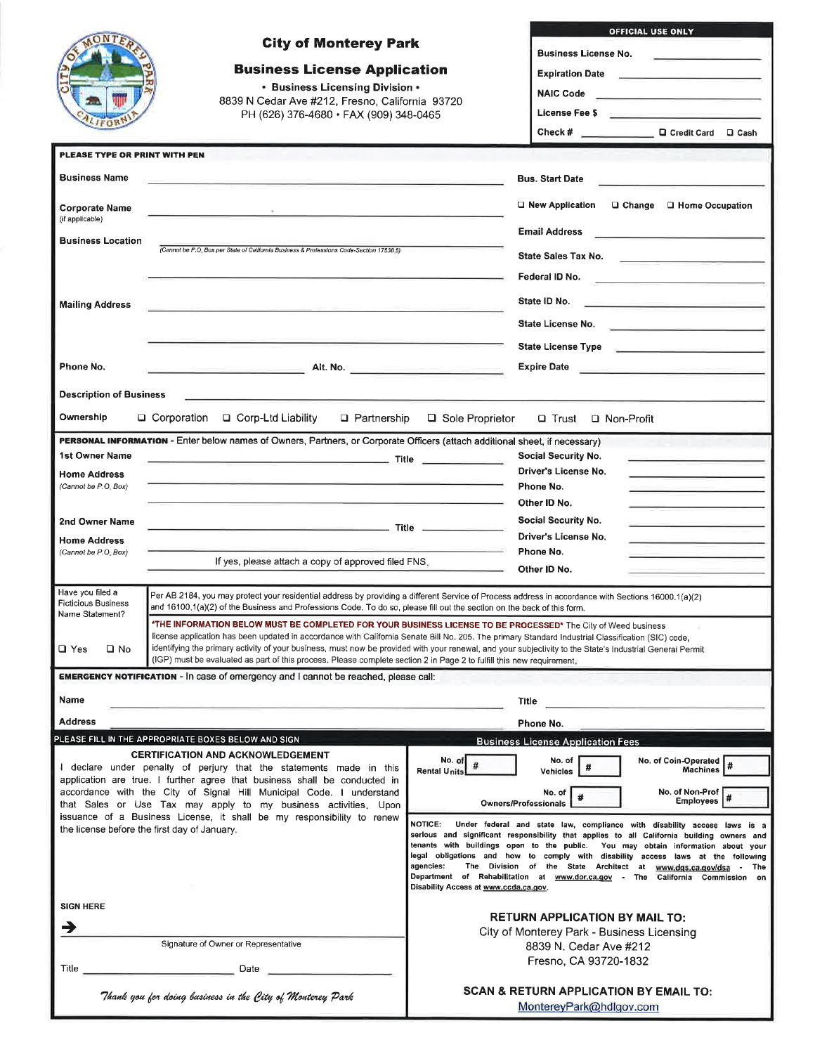# City of Monterey Park

## Business License Application

• Business Licensing Division •

8839 N Cedar Ave #212, Fresno, California 93720

PH (626) 376-4680 • FAX (909) 348-0465

**OFFICIAL USE ONLY**

Business License No. ______________

Expiration Date ______________

NAIC Code ______________

License Fee $ ______________

Check # ______________ ☐ Credit Card ☐ Cash

---

**PLEASE TYPE OR PRINT WITH PEN**

**Business Name** ______________ **Bus. Start Date** ______________

**Corporate Name** (if applicable) ______________ ☐ New Application ☐ Change ☐ Home Occupation

**Business Location** ______________ **Email Address** ______________

(Cannot be P.O. Box per State of California Business & Professions Code-Section 17538.5)

**State Sales Tax No.** ______________

**Federal ID No.** ______________

**Mailing Address** ______________ **State ID No.** ______________

**State License No.** ______________

**State License Type** ______________

**Phone No.** ______________ **Alt. No.** ______________ **Expire Date** ______________

**Description of Business** ______________

**Ownership** ☐ Corporation ☐ Corp-Ltd Liability ☐ Partnership ☐ Sole Proprietor ☐ Trust ☐ Non-Profit

---

**PERSONAL INFORMATION** - Enter below names of Owners, Partners, or Corporate Officers (attach additional sheet, if necessary)

**1st Owner Name** ______________ **Title** ______________ **Social Security No.** ______________

**Home Address** (Cannot be P.O. Box) ______________ **Driver's License No.** ______________

**Phone No.** ______________

**Other ID No.** ______________

**2nd Owner Name** ______________ **Title** ______________ **Social Security No.** ______________

**Home Address** (Cannot be P.O. Box) ______________ **Driver's License No.** ______________

**Phone No.** ______________

If yes, please attach a copy of approved filed FNS. **Other ID No.** ______________

---

Have you filed a Ficticious Business Name Statement? ☐ Yes ☐ No

Per AB 2184, you may protect your residential address by providing a different Service of Process address in accordance with Sections 16000.1(a)(2) and 16100.1(a)(2) of the Business and Professions Code. To do so, please fill out the section on the back of this form.

**\*THE INFORMATION BELOW MUST BE COMPLETED FOR YOUR BUSINESS LICENSE TO BE PROCESSED\*** The City of Weed business license application has been updated in accordance with California Senate Bill No. 205. The primary Standard Industrial Classification (SIC) code, identifying the primary activity of your business, must now be provided with your renewal, and your subjectivity to the State's Industrial General Permit (IGP) must be evaluated as part of this process. Please complete section 2 in Page 2 to fulfill this new requirement.

---

**EMERGENCY NOTIFICATION** - In case of emergency and I cannot be reached, please call:

**Name** ______________ **Title** ______________

**Address** ______________ **Phone No.** ______________

---

PLEASE FILL IN THE APPROPRIATE BOXES BELOW AND SIGN

### CERTIFICATION AND ACKNOWLEDGEMENT

I declare under penalty of perjury that the statements made in this application are true. I further agree that business shall be conducted in accordance with the City of Signal Hill Municipal Code. I understand that Sales or Use Tax may apply to my business activities. Upon issuance of a Business License, it shall be my responsibility to renew the license before the first day of January.

**SIGN HERE**

➔ ______________

Signature of Owner or Representative

Title ______________ Date ______________

*Thank you for doing business in the City of Monterey Park*

### Business License Application Fees

| No. of Rental Units | # | No. of Vehicles | # | No. of Coin-Operated Machines | # |
|---|---|---|---|---|---|
| | | No. of Owners/Professionals | # | No. of Non-Prof Employees | # |

NOTICE: Under federal and state law, compliance with disability access laws is a serious and significant responsibility that applies to all California building owners and tenants with buildings open to the public. You may obtain information about your legal obligations and how to comply with disability access laws at the following agencies: The Division of the State Architect at www.dgs.ca.gov/dsa - The Department of Rehabilitation at www.dor.ca.gov - The California Commission on Disability Access at www.ccda.ca.gov.

**RETURN APPLICATION BY MAIL TO:**

City of Monterey Park - Business Licensing

8839 N. Cedar Ave #212

Fresno, CA 93720-1832

**SCAN & RETURN APPLICATION BY EMAIL TO:**

MontereyPark@hdlgov.com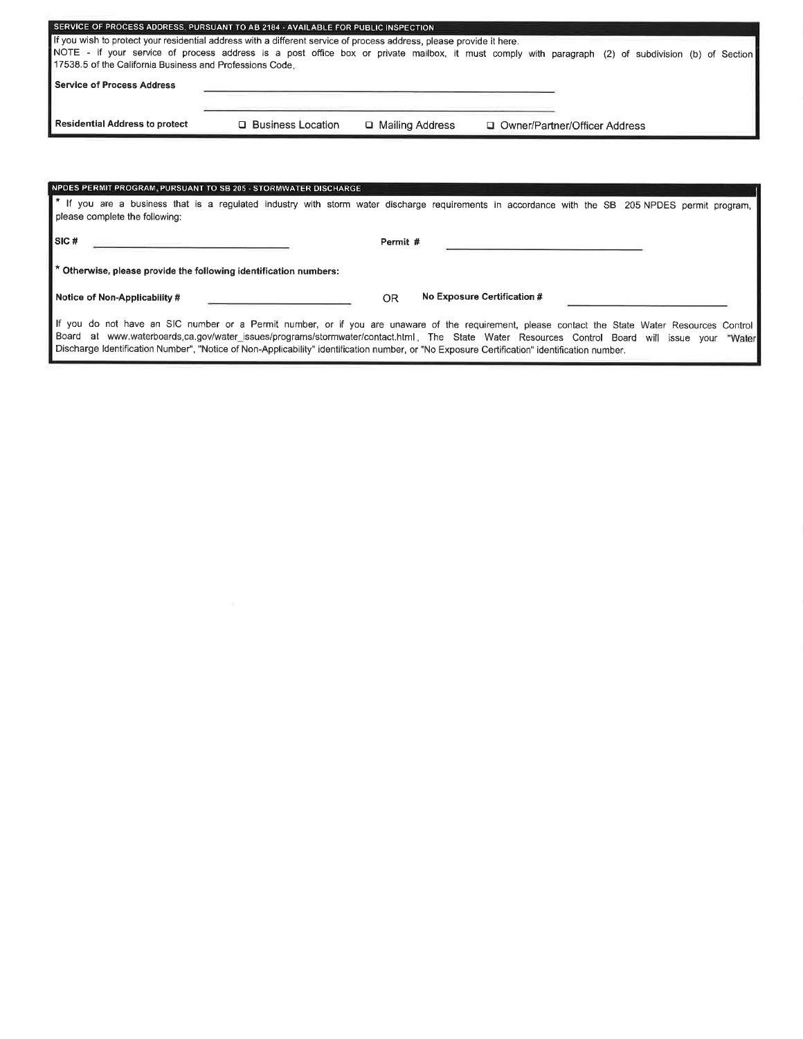## SERVICE OF PROCESS ADDRESS, PURSUANT TO AB 2184 - AVAILABLE FOR PUBLIC INSPECTION

If you wish to protect your residential address with a different service of process address, please provide it here.
NOTE - If your service of process address is a post office box or private mailbox, it must comply with paragraph (2) of subdivision (b) of Section 17538.5 of the California Business and Professions Code.

**Service of Process Address** ______________________________

______________________________

**Residential Address to protect** ☐ Business Location ☐ Mailing Address ☐ Owner/Partner/Officer Address

## NPDES PERMIT PROGRAM, PURSUANT TO SB 205 - STORMWATER DISCHARGE

* If you are a business that is a regulated industry with storm water discharge requirements in accordance with the SB 205 NPDES permit program, please complete the following:

**SIC #** ______________________ **Permit #** ______________________

* **Otherwise, please provide the following identification numbers:**

**Notice of Non-Applicability #** ______________________ OR **No Exposure Certification #** ______________________

If you do not have an SIC number or a Permit number, or if you are unaware of the requirement, please contact the State Water Resources Control Board at www.waterboards.ca.gov/water_issues/programs/stormwater/contact.html. The State Water Resources Control Board will issue your "Water Discharge Identification Number", "Notice of Non-Applicability" identification number, or "No Exposure Certification" identification number.